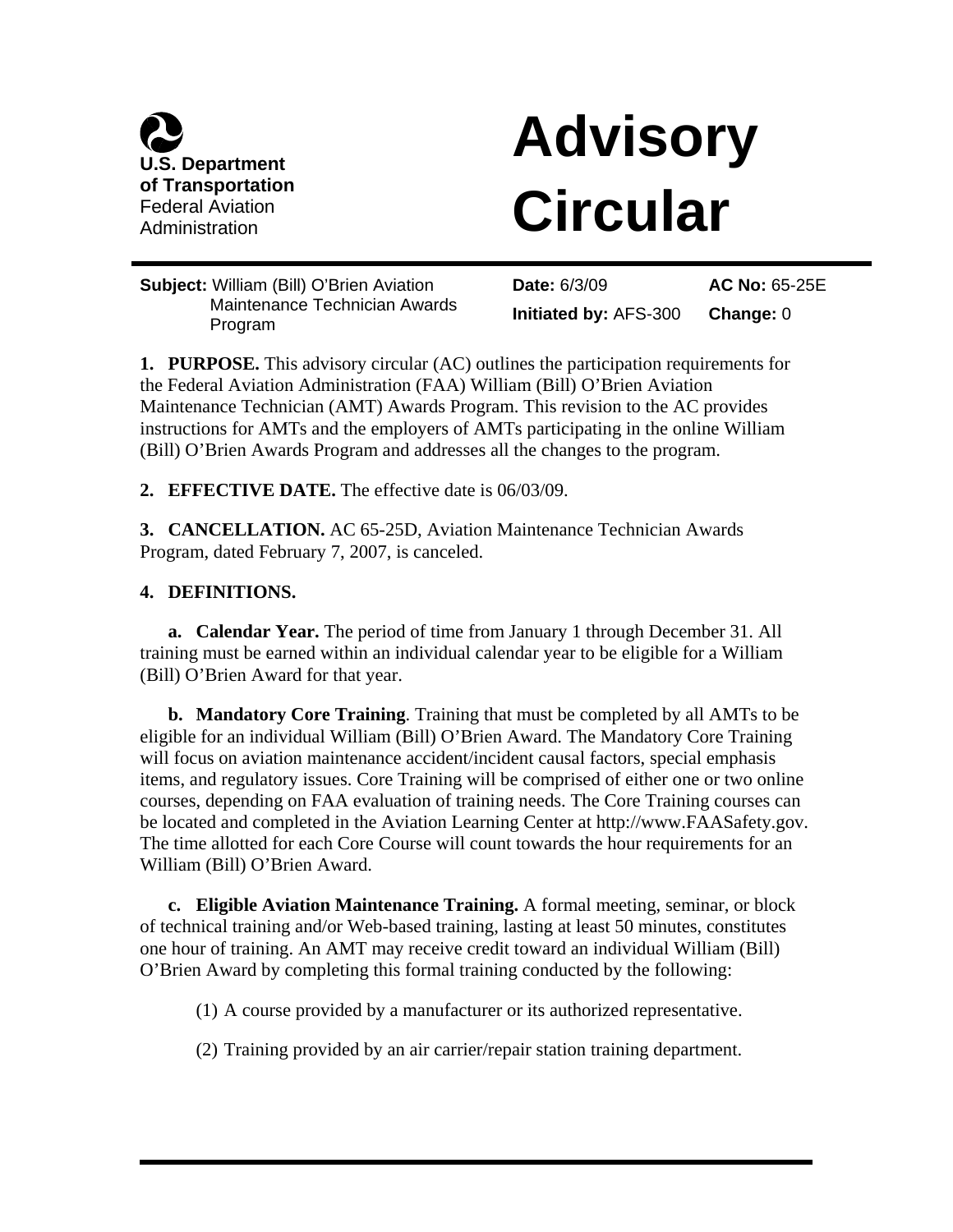U.S. Department of Transportation
Federal Aviation Administration

# Advisory Circular

| **Subject:** William (Bill) O'Brien Aviation Maintenance Technician Awards Program | **Date:** 6/3/09 | **AC No:** 65-25E |
|---|---|---|
| | **Initiated by:** AFS-300 | **Change:** 0 |

**1. PURPOSE.** This advisory circular (AC) outlines the participation requirements for the Federal Aviation Administration (FAA) William (Bill) O'Brien Aviation Maintenance Technician (AMT) Awards Program. This revision to the AC provides instructions for AMTs and the employers of AMTs participating in the online William (Bill) O'Brien Awards Program and addresses all the changes to the program.

**2. EFFECTIVE DATE.** The effective date is 06/03/09.

**3. CANCELLATION.** AC 65-25D, Aviation Maintenance Technician Awards Program, dated February 7, 2007, is canceled.

**4. DEFINITIONS.**

**a. Calendar Year.** The period of time from January 1 through December 31. All training must be earned within an individual calendar year to be eligible for a William (Bill) O'Brien Award for that year.

**b. Mandatory Core Training**. Training that must be completed by all AMTs to be eligible for an individual William (Bill) O'Brien Award. The Mandatory Core Training will focus on aviation maintenance accident/incident causal factors, special emphasis items, and regulatory issues. Core Training will be comprised of either one or two online courses, depending on FAA evaluation of training needs. The Core Training courses can be located and completed in the Aviation Learning Center at http://www.FAASafety.gov. The time allotted for each Core Course will count towards the hour requirements for an William (Bill) O'Brien Award.

**c. Eligible Aviation Maintenance Training.** A formal meeting, seminar, or block of technical training and/or Web-based training, lasting at least 50 minutes, constitutes one hour of training. An AMT may receive credit toward an individual William (Bill) O'Brien Award by completing this formal training conducted by the following:

(1) A course provided by a manufacturer or its authorized representative.

(2) Training provided by an air carrier/repair station training department.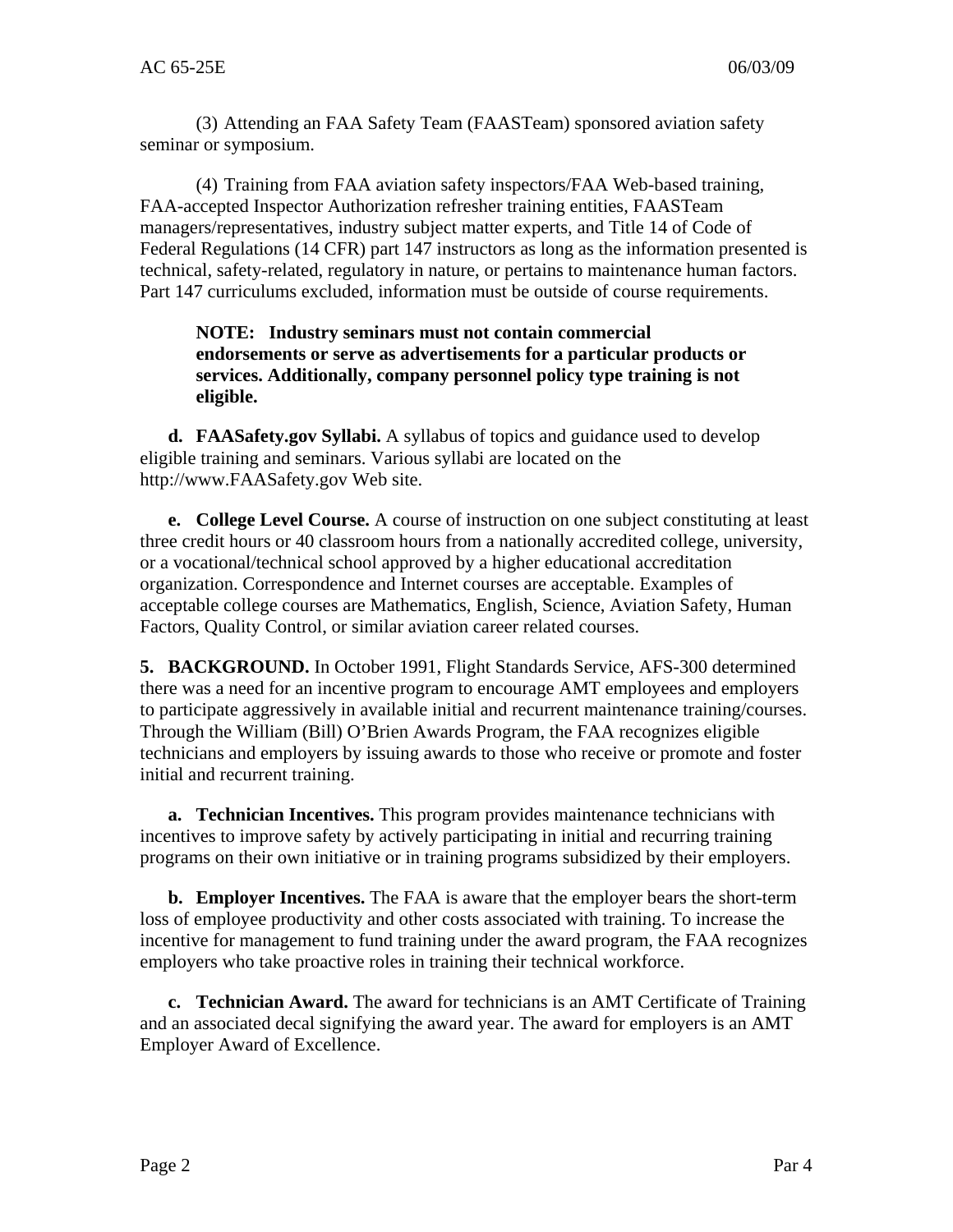(3) Attending an FAA Safety Team (FAASTeam) sponsored aviation safety seminar or symposium.

(4) Training from FAA aviation safety inspectors/FAA Web-based training, FAA-accepted Inspector Authorization refresher training entities, FAASTeam managers/representatives, industry subject matter experts, and Title 14 of Code of Federal Regulations (14 CFR) part 147 instructors as long as the information presented is technical, safety-related, regulatory in nature, or pertains to maintenance human factors. Part 147 curriculums excluded, information must be outside of course requirements.

**NOTE: Industry seminars must not contain commercial endorsements or serve as advertisements for a particular products or services. Additionally, company personnel policy type training is not eligible.**

**d. FAASafety.gov Syllabi.** A syllabus of topics and guidance used to develop eligible training and seminars. Various syllabi are located on the http://www.FAASafety.gov Web site.

**e. College Level Course.** A course of instruction on one subject constituting at least three credit hours or 40 classroom hours from a nationally accredited college, university, or a vocational/technical school approved by a higher educational accreditation organization. Correspondence and Internet courses are acceptable. Examples of acceptable college courses are Mathematics, English, Science, Aviation Safety, Human Factors, Quality Control, or similar aviation career related courses.

**5. BACKGROUND.** In October 1991, Flight Standards Service, AFS-300 determined there was a need for an incentive program to encourage AMT employees and employers to participate aggressively in available initial and recurrent maintenance training/courses. Through the William (Bill) O'Brien Awards Program, the FAA recognizes eligible technicians and employers by issuing awards to those who receive or promote and foster initial and recurrent training.

**a. Technician Incentives.** This program provides maintenance technicians with incentives to improve safety by actively participating in initial and recurring training programs on their own initiative or in training programs subsidized by their employers.

**b. Employer Incentives.** The FAA is aware that the employer bears the short-term loss of employee productivity and other costs associated with training. To increase the incentive for management to fund training under the award program, the FAA recognizes employers who take proactive roles in training their technical workforce.

**c. Technician Award.** The award for technicians is an AMT Certificate of Training and an associated decal signifying the award year. The award for employers is an AMT Employer Award of Excellence.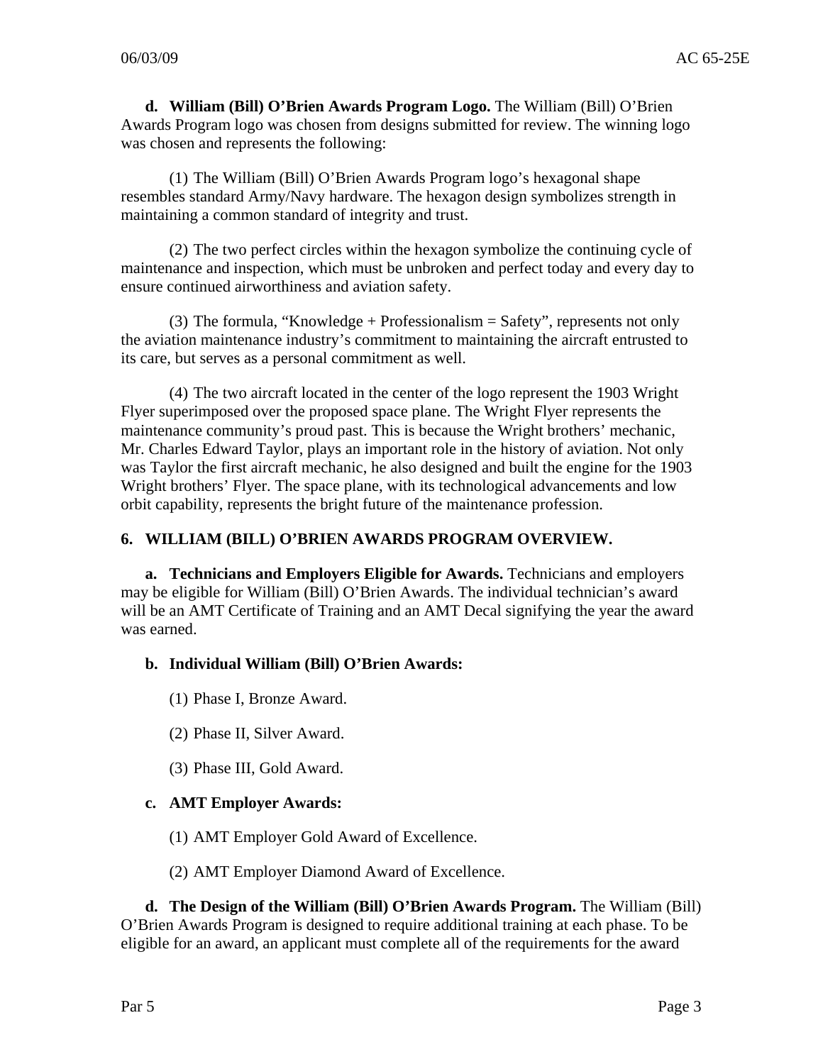**d. William (Bill) O'Brien Awards Program Logo.** The William (Bill) O'Brien Awards Program logo was chosen from designs submitted for review. The winning logo was chosen and represents the following:

(1) The William (Bill) O'Brien Awards Program logo's hexagonal shape resembles standard Army/Navy hardware. The hexagon design symbolizes strength in maintaining a common standard of integrity and trust.

(2) The two perfect circles within the hexagon symbolize the continuing cycle of maintenance and inspection, which must be unbroken and perfect today and every day to ensure continued airworthiness and aviation safety.

(3) The formula, "Knowledge + Professionalism = Safety", represents not only the aviation maintenance industry's commitment to maintaining the aircraft entrusted to its care, but serves as a personal commitment as well.

(4) The two aircraft located in the center of the logo represent the 1903 Wright Flyer superimposed over the proposed space plane. The Wright Flyer represents the maintenance community's proud past. This is because the Wright brothers' mechanic, Mr. Charles Edward Taylor, plays an important role in the history of aviation. Not only was Taylor the first aircraft mechanic, he also designed and built the engine for the 1903 Wright brothers' Flyer. The space plane, with its technological advancements and low orbit capability, represents the bright future of the maintenance profession.

## 6. WILLIAM (BILL) O'BRIEN AWARDS PROGRAM OVERVIEW.

**a. Technicians and Employers Eligible for Awards.** Technicians and employers may be eligible for William (Bill) O'Brien Awards. The individual technician's award will be an AMT Certificate of Training and an AMT Decal signifying the year the award was earned.

**b. Individual William (Bill) O'Brien Awards:**

(1) Phase I, Bronze Award.

(2) Phase II, Silver Award.

(3) Phase III, Gold Award.

**c. AMT Employer Awards:**

(1) AMT Employer Gold Award of Excellence.

(2) AMT Employer Diamond Award of Excellence.

**d. The Design of the William (Bill) O'Brien Awards Program.** The William (Bill) O'Brien Awards Program is designed to require additional training at each phase. To be eligible for an award, an applicant must complete all of the requirements for the award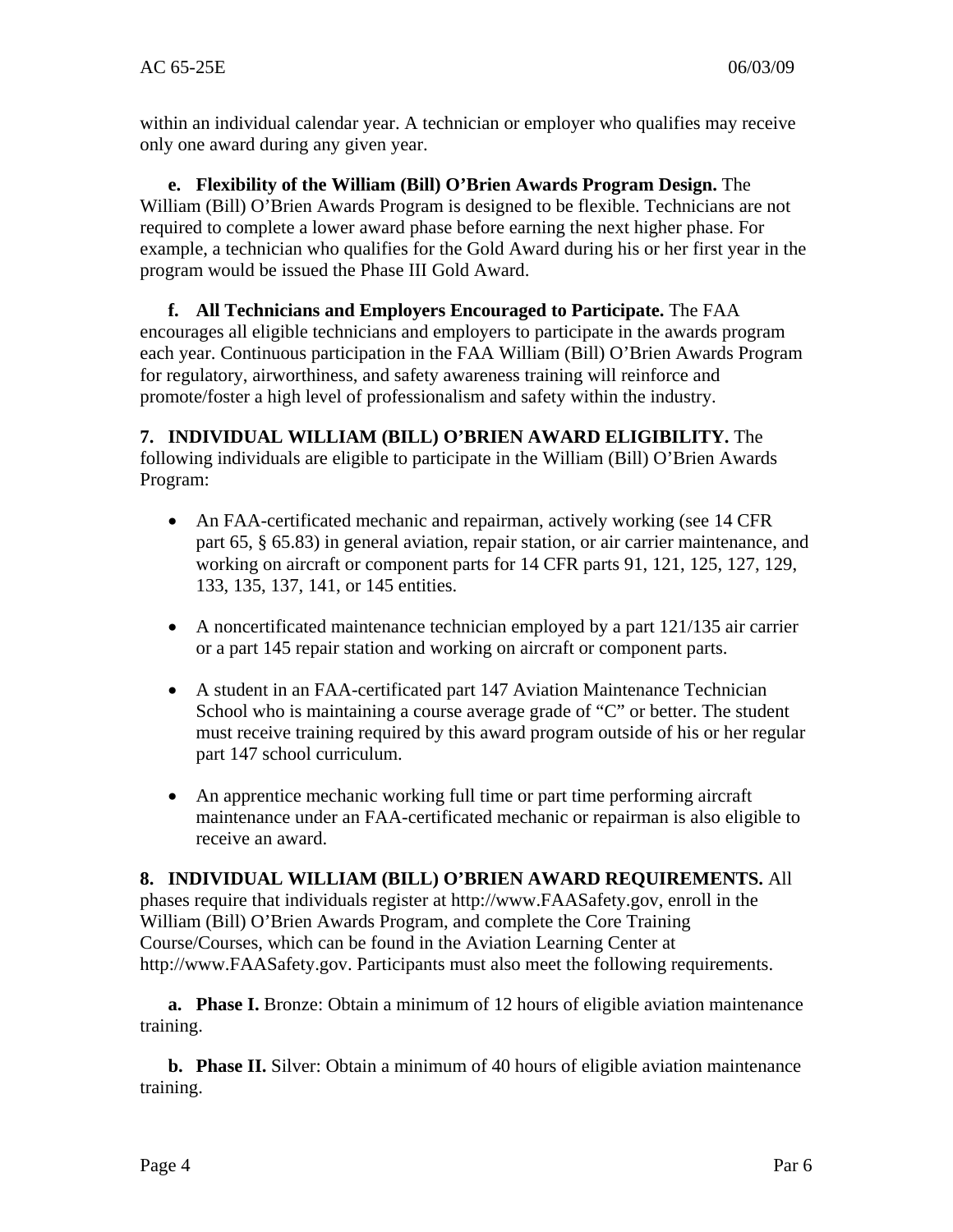within an individual calendar year. A technician or employer who qualifies may receive only one award during any given year.

**e. Flexibility of the William (Bill) O'Brien Awards Program Design.** The William (Bill) O'Brien Awards Program is designed to be flexible. Technicians are not required to complete a lower award phase before earning the next higher phase. For example, a technician who qualifies for the Gold Award during his or her first year in the program would be issued the Phase III Gold Award.

**f. All Technicians and Employers Encouraged to Participate.** The FAA encourages all eligible technicians and employers to participate in the awards program each year. Continuous participation in the FAA William (Bill) O'Brien Awards Program for regulatory, airworthiness, and safety awareness training will reinforce and promote/foster a high level of professionalism and safety within the industry.

**7. INDIVIDUAL WILLIAM (BILL) O'BRIEN AWARD ELIGIBILITY.** The following individuals are eligible to participate in the William (Bill) O'Brien Awards Program:

- An FAA-certificated mechanic and repairman, actively working (see 14 CFR part 65, § 65.83) in general aviation, repair station, or air carrier maintenance, and working on aircraft or component parts for 14 CFR parts 91, 121, 125, 127, 129, 133, 135, 137, 141, or 145 entities.
- A noncertificated maintenance technician employed by a part 121/135 air carrier or a part 145 repair station and working on aircraft or component parts.
- A student in an FAA-certificated part 147 Aviation Maintenance Technician School who is maintaining a course average grade of "C" or better. The student must receive training required by this award program outside of his or her regular part 147 school curriculum.
- An apprentice mechanic working full time or part time performing aircraft maintenance under an FAA-certificated mechanic or repairman is also eligible to receive an award.

**8. INDIVIDUAL WILLIAM (BILL) O'BRIEN AWARD REQUIREMENTS.** All phases require that individuals register at http://www.FAASafety.gov, enroll in the William (Bill) O'Brien Awards Program, and complete the Core Training Course/Courses, which can be found in the Aviation Learning Center at http://www.FAASafety.gov. Participants must also meet the following requirements.

**a. Phase I.** Bronze: Obtain a minimum of 12 hours of eligible aviation maintenance training.

**b. Phase II.** Silver: Obtain a minimum of 40 hours of eligible aviation maintenance training.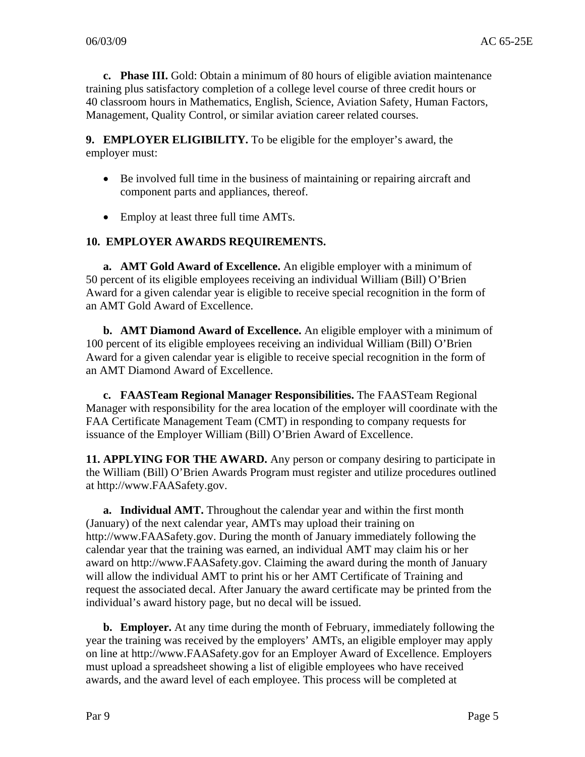**c. Phase III.** Gold: Obtain a minimum of 80 hours of eligible aviation maintenance training plus satisfactory completion of a college level course of three credit hours or 40 classroom hours in Mathematics, English, Science, Aviation Safety, Human Factors, Management, Quality Control, or similar aviation career related courses.

**9. EMPLOYER ELIGIBILITY.** To be eligible for the employer's award, the employer must:

- Be involved full time in the business of maintaining or repairing aircraft and component parts and appliances, thereof.
- Employ at least three full time AMTs.

**10. EMPLOYER AWARDS REQUIREMENTS.**

**a. AMT Gold Award of Excellence.** An eligible employer with a minimum of 50 percent of its eligible employees receiving an individual William (Bill) O'Brien Award for a given calendar year is eligible to receive special recognition in the form of an AMT Gold Award of Excellence.

**b. AMT Diamond Award of Excellence.** An eligible employer with a minimum of 100 percent of its eligible employees receiving an individual William (Bill) O'Brien Award for a given calendar year is eligible to receive special recognition in the form of an AMT Diamond Award of Excellence.

**c. FAASTeam Regional Manager Responsibilities.** The FAASTeam Regional Manager with responsibility for the area location of the employer will coordinate with the FAA Certificate Management Team (CMT) in responding to company requests for issuance of the Employer William (Bill) O'Brien Award of Excellence.

**11. APPLYING FOR THE AWARD.** Any person or company desiring to participate in the William (Bill) O'Brien Awards Program must register and utilize procedures outlined at http://www.FAASafety.gov.

**a. Individual AMT.** Throughout the calendar year and within the first month (January) of the next calendar year, AMTs may upload their training on http://www.FAASafety.gov. During the month of January immediately following the calendar year that the training was earned, an individual AMT may claim his or her award on http://www.FAASafety.gov. Claiming the award during the month of January will allow the individual AMT to print his or her AMT Certificate of Training and request the associated decal. After January the award certificate may be printed from the individual's award history page, but no decal will be issued.

**b. Employer.** At any time during the month of February, immediately following the year the training was received by the employers' AMTs, an eligible employer may apply on line at http://www.FAASafety.gov for an Employer Award of Excellence. Employers must upload a spreadsheet showing a list of eligible employees who have received awards, and the award level of each employee. This process will be completed at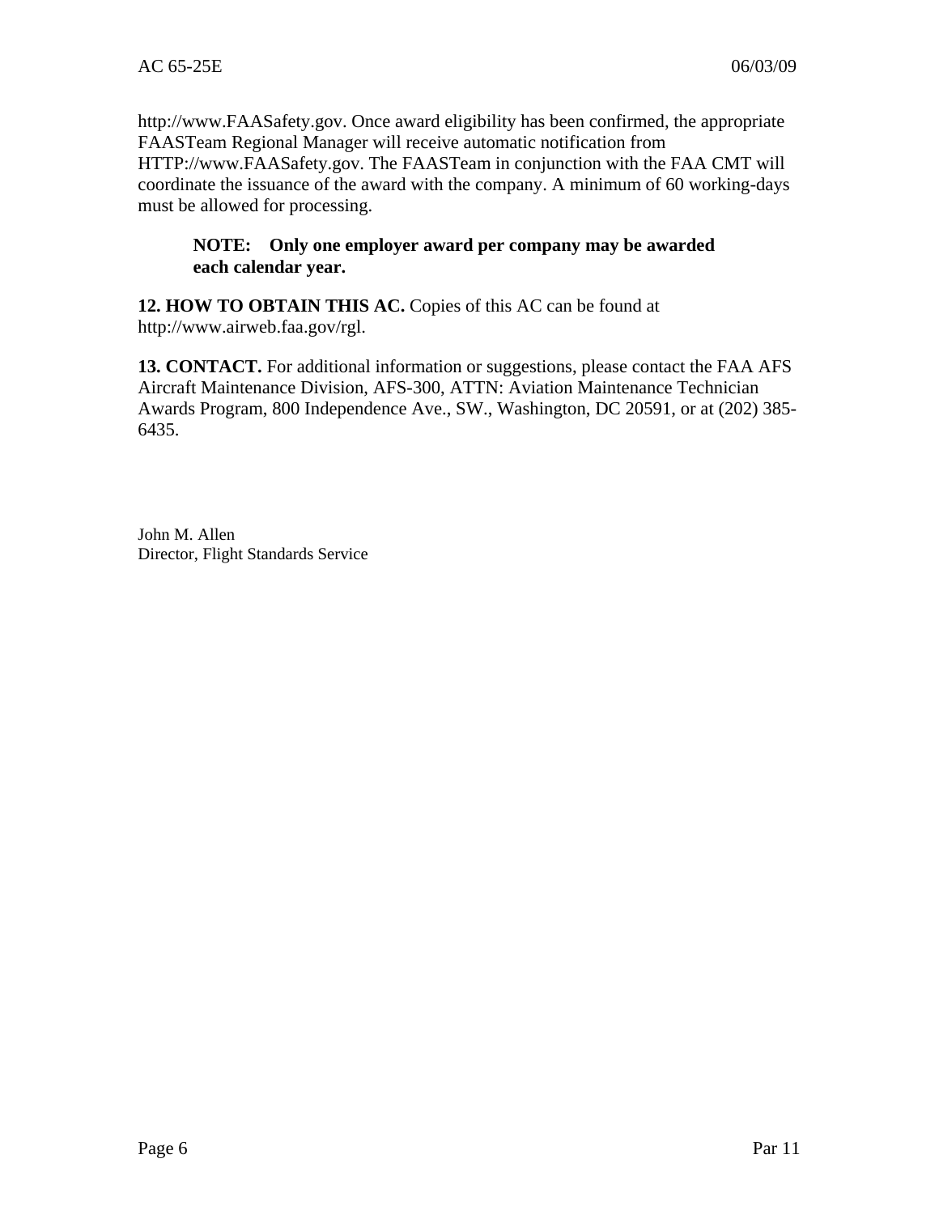http://www.FAASafety.gov. Once award eligibility has been confirmed, the appropriate FAASTeam Regional Manager will receive automatic notification from HTTP://www.FAASafety.gov. The FAASTeam in conjunction with the FAA CMT will coordinate the issuance of the award with the company. A minimum of 60 working-days must be allowed for processing.

> **NOTE: Only one employer award per company may be awarded each calendar year.**

**12. HOW TO OBTAIN THIS AC.** Copies of this AC can be found at http://www.airweb.faa.gov/rgl.

**13. CONTACT.** For additional information or suggestions, please contact the FAA AFS Aircraft Maintenance Division, AFS-300, ATTN: Aviation Maintenance Technician Awards Program, 800 Independence Ave., SW., Washington, DC 20591, or at (202) 385-6435.

John M. Allen
Director, Flight Standards Service